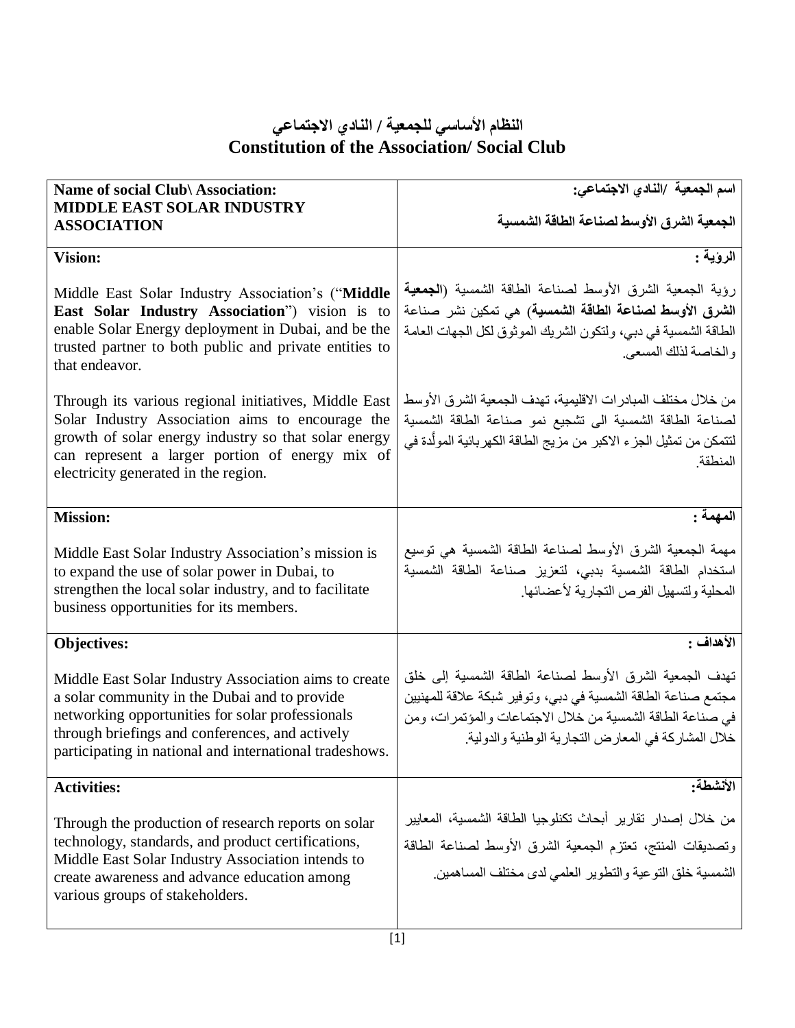# النظام الأساسي للجمعية / النادي الاجتماعي
# Constitution of the Association/ Social Club

| **Name of social Club\ Association:** **MIDDLE EAST SOLAR INDUSTRY ASSOCIATION** | **اسم الجمعية /النادي الاجتماعي:** **الجمعية الشرق الأوسط لصناعة الطاقة الشمسية** |
|---|---|
| **Vision:**<br><br>Middle East Solar Industry Association's ("**Middle East Solar Industry Association**") vision is to enable Solar Energy deployment in Dubai, and be the trusted partner to both public and private entities to that endeavor.<br><br>Through its various regional initiatives, Middle East Solar Industry Association aims to encourage the growth of solar energy industry so that solar energy can represent a larger portion of energy mix of electricity generated in the region. | **الرؤية :**<br><br>رؤية الجمعية الشرق الأوسط لصناعة الطاقة الشمسية (**الجمعية الشرق الأوسط لصناعة الطاقة الشمسية**) هي تمكين نشر صناعة الطاقة الشمسية في دبي، ولتكون الشريك الموثوق لكل الجهات العامة والخاصة لذلك المسعى.<br><br>من خلال مختلف المبادرات الاقليمية، تهدف الجمعية الشرق الأوسط لصناعة الطاقة الشمسية الى تشجيع نمو صناعة الطاقة الشمسية لتتمكن من تمثيل الجزء الاكبر من مزيج الطاقة الكهربائية الموَّلدة في المنطقة. |
| **Mission:**<br><br>Middle East Solar Industry Association's mission is to expand the use of solar power in Dubai, to strengthen the local solar industry, and to facilitate business opportunities for its members. | **المهمة :**<br><br>مهمة الجمعية الشرق الأوسط لصناعة الطاقة الشمسية هي توسيع استخدام الطاقة الشمسية بدبي، لتعزيز صناعة الطاقة الشمسية المحلية ولتسهيل الفرص التجارية لأعضائها. |
| **Objectives:**<br><br>Middle East Solar Industry Association aims to create a solar community in the Dubai and to provide networking opportunities for solar professionals through briefings and conferences, and actively participating in national and international tradeshows. | **الأهداف :**<br><br>تهدف الجمعية الشرق الأوسط لصناعة الطاقة الشمسية إلى خلق مجتمع صناعة الطاقة الشمسية في دبي، وتوفير شبكة علاقة للمهنيين في صناعة الطاقة الشمسية من خلال الاجتماعات والمؤتمرات، ومن خلال المشاركة في المعارض التجارية الوطنية والدولية. |
| **Activities:**<br><br>Through the production of research reports on solar technology, standards, and product certifications, Middle East Solar Industry Association intends to create awareness and advance education among various groups of stakeholders. | **الأنشطة:**<br><br>من خلال إصدار تقارير أبحاث تكنلوجيا الطاقة الشمسية، المعايير وتصديقات المنتج، تعتزم الجمعية الشرق الأوسط لصناعة الطاقة الشمسية خلق التوعية والتطوير العلمي لدى مختلف المساهمين. |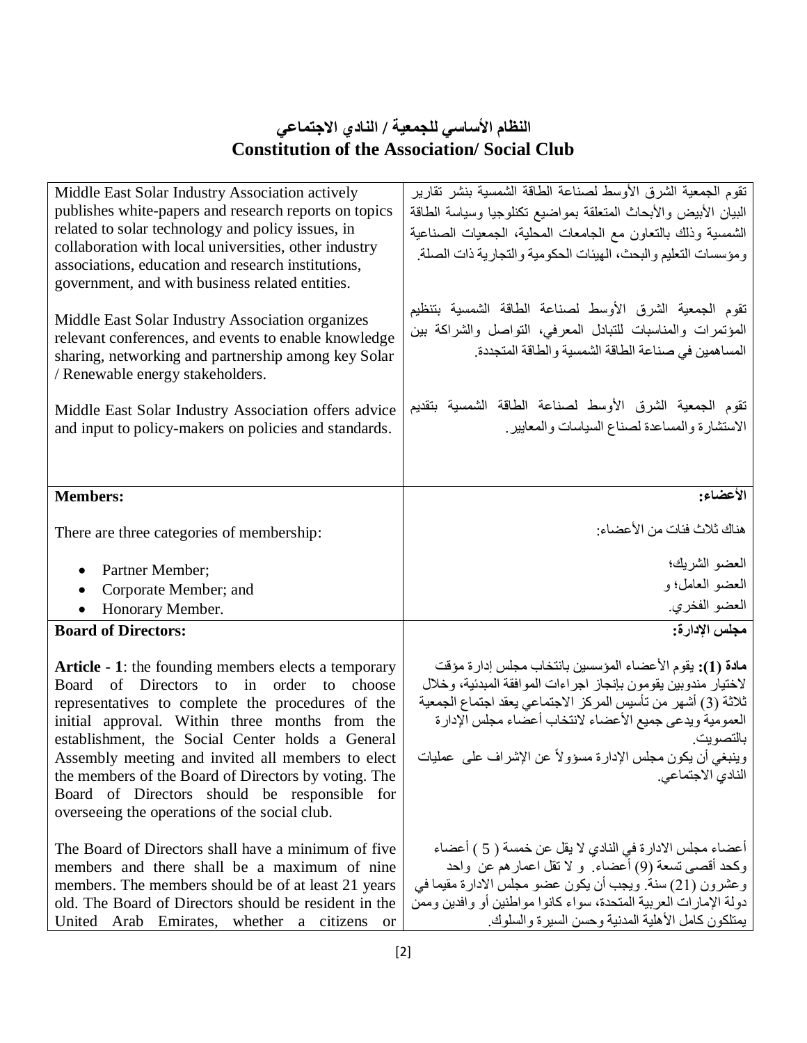# النظام الأساسي للجمعية / النادي الاجتماعي
# Constitution of the Association/ Social Club

| | |
|---|---|
| Middle East Solar Industry Association actively publishes white-papers and research reports on topics related to solar technology and policy issues, in collaboration with local universities, other industry associations, education and research institutions, government, and with business related entities.<br><br>Middle East Solar Industry Association organizes relevant conferences, and events to enable knowledge sharing, networking and partnership among key Solar / Renewable energy stakeholders.<br><br>Middle East Solar Industry Association offers advice and input to policy-makers on policies and standards. | تقوم الجمعية الشرق الأوسط لصناعة الطاقة الشمسية بنشر تقارير البيان الأبيض والأبحاث المتعلقة بمواضيع تكنلوجيا وسياسة الطاقة الشمسية وذلك بالتعاون مع الجامعات المحلية، الجمعيات الصناعية ومؤسسات التعليم والبحث، الهيئات الحكومية والتجارية ذات الصلة.<br><br>تقوم الجمعية الشرق الأوسط لصناعة الطاقة الشمسية بتنظيم المؤتمرات والمناسبات للتبادل المعرفي، التواصل والشراكة بين المساهمين في صناعة الطاقة الشمسية والطاقة المتجددة.<br><br>تقوم الجمعية الشرق الأوسط لصناعة الطاقة الشمسية بتقديم الاستشارة والمساعدة لصناع السياسات والمعايير. |
| **Members:**<br><br>There are three categories of membership:<br><br>• Partner Member;<br>• Corporate Member; and<br>• Honorary Member. | **الأعضاء:**<br><br>هناك ثلاث فئات من الأعضاء:<br><br>العضو الشريك؛<br>العضو العامل؛ و<br>العضو الفخري. |
| **Board of Directors:**<br><br>**Article - 1**: the founding members elects a temporary Board of Directors to in order to choose representatives to complete the procedures of the initial approval. Within three months from the establishment, the Social Center holds a General Assembly meeting and invited all members to elect the members of the Board of Directors by voting. The Board of Directors should be responsible for overseeing the operations of the social club.<br><br>The Board of Directors shall have a minimum of five members and there shall be a maximum of nine members. The members should be of at least 21 years old. The Board of Directors should be resident in the United Arab Emirates, whether a citizens or | **مجلس الإدارة:**<br><br>**مادة (1):** يقوم الأعضاء المؤسسين بانتخاب مجلس إدارة مؤقت لاختيار مندوبين يقومون بإنجاز اجراءات الموافقة المبدئية، وخلال ثلاثة (3) أشهر من تأسيس المركز الاجتماعي يعقد اجتماع الجمعية العمومية ويدعى جميع الأعضاء لانتخاب أعضاء مجلس الإدارة بالتصويت.<br>وينبغي أن يكون مجلس الإدارة مسؤولاً عن الإشراف على عمليات النادي الاجتماعي.<br><br>أعضاء مجلس الادارة في النادي لا يقل عن خمسة ( 5 ) أعضاء وكحد أقصى تسعة (9) أعضاء. و لا تقل اعمارهم عن واحد وعشرون (21) سنة. ويجب أن يكون عضو مجلس الادارة مقيما في دولة الإمارات العربية المتحدة، سواء كانوا مواطنين أو وافدين وممن يمتلكون كامل الأهلية المدنية وحسن السيرة والسلوك. |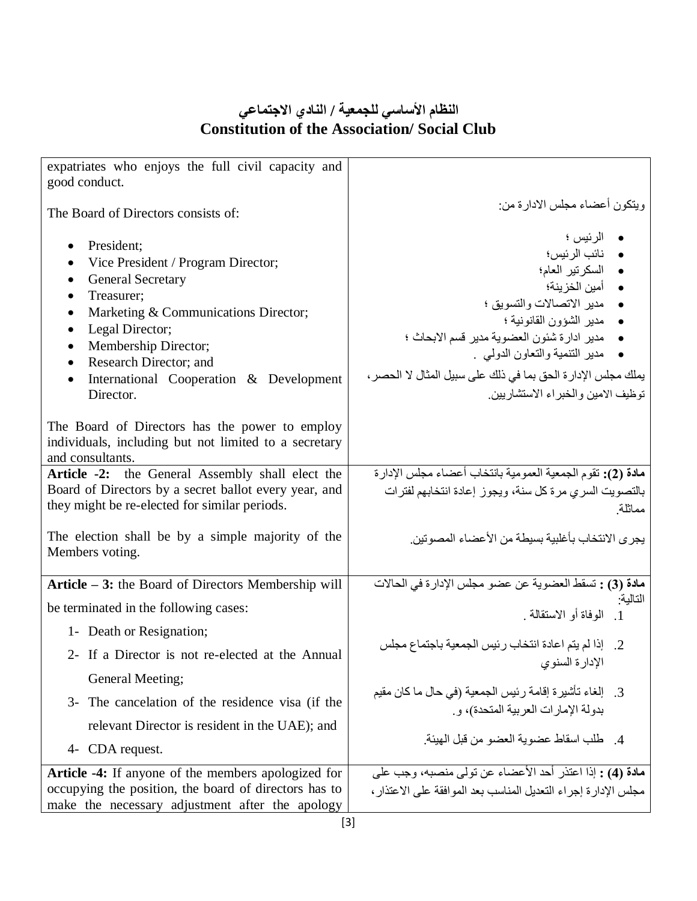# النظام الأساسي للجمعية / النادي الاجتماعي
# Constitution of the Association/ Social Club

| | |
|---|---|
| expatriates who enjoys the full civil capacity and good conduct.<br><br>The Board of Directors consists of:<br><br>• President;<br>• Vice President / Program Director;<br>• General Secretary<br>• Treasurer;<br>• Marketing & Communications Director;<br>• Legal Director;<br>• Membership Director;<br>• Research Director; and<br>• International Cooperation & Development Director.<br><br>The Board of Directors has the power to employ individuals, including but not limited to a secretary and consultants. | ويتكون أعضاء مجلس الادارة من:<br><br>• الرئيس ؛<br>• نائب الرئيس؛<br>• السكرتير العام؛<br>• أمين الخزينة؛<br>• مدير الاتصالات والتسويق ؛<br>• مدير الشؤون القانونية ؛<br>• مدير ادارة شئون العضوية مدير قسم الابحاث ؛<br>• مدير التنمية والتعاون الدولي .<br><br>يملك مجلس الإدارة الحق بما في ذلك على سبيل المثال لا الحصر، توظيف الامين والخبراء الاستشاريين. |
| **Article -2:** the General Assembly shall elect the Board of Directors by a secret ballot every year, and they might be re-elected for similar periods.<br><br>The election shall be by a simple majority of the Members voting. | **مادة (2):** تقوم الجمعية العمومية بانتخاب أعضاء مجلس الإدارة بالتصويت السري مرة كل سنة، ويجوز إعادة انتخابهم لفترات مماثلة.<br><br>يجرى الانتخاب بأغلبية بسيطة من الأعضاء المصوتين. |
| **Article – 3:** the Board of Directors Membership will be terminated in the following cases:<br><br>1- Death or Resignation;<br>2- If a Director is not re-elected at the Annual General Meeting;<br>3- The cancelation of the residence visa (if the relevant Director is resident in the UAE); and<br>4- CDA request. | **مادة (3) :** تسقط العضوية عن عضو مجلس الإدارة في الحالات التالية:<br><br>1. الوفاة أو الاستقالة .<br>2. إذا لم يتم اعادة انتخاب رئيس الجمعية باجتماع مجلس الإدارة السنوي<br>3. إلغاء تأشيرة إقامة رئيس الجمعية (في حال ما كان مقيم بدولة الإمارات العربية المتحدة)، و.<br>4. طلب اسقاط عضوية العضو من قبل الهيئة. |
| **Article -4:** If anyone of the members apologized for occupying the position, the board of directors has to make the necessary adjustment after the apology | **مادة (4) :** إذا اعتذر أحد الأعضاء عن تولى منصبه، وجب على مجلس الإدارة إجراء التعديل المناسب بعد الموافقة على الاعتذار، |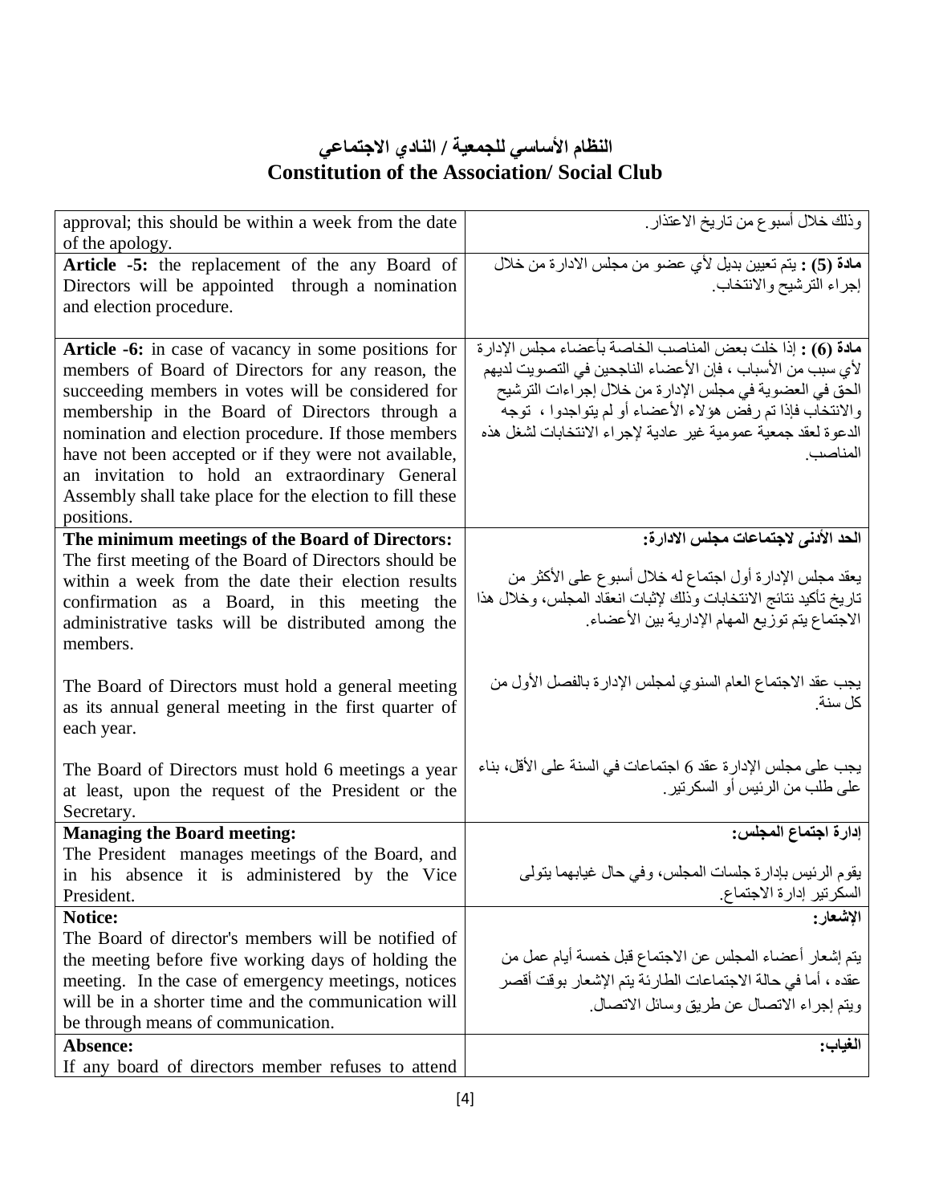# النظام الأساسي للجمعية / النادي الاجتماعي
# Constitution of the Association/ Social Club

| | |
|---|---|
| approval; this should be within a week from the date of the apology. | وذلك خلال أسبوع من تاريخ الاعتذار. |
| **Article -5:** the replacement of the any Board of Directors will be appointed through a nomination and election procedure. | **مادة (5) :** يتم تعيين بديل لأي عضو من مجلس الادارة من خلال إجراء الترشيح والانتخاب. |
| **Article -6:** in case of vacancy in some positions for members of Board of Directors for any reason, the succeeding members in votes will be considered for membership in the Board of Directors through a nomination and election procedure. If those members have not been accepted or if they were not available, an invitation to hold an extraordinary General Assembly shall take place for the election to fill these positions. | **مادة (6) :** إذا خلت بعض المناصب الخاصة بأعضاء مجلس الإدارة لأي سبب من الأسباب ، فإن الأعضاء الناجحين في التصويت لديهم الحق في العضوية في مجلس الإدارة من خلال إجراءات الترشيح والانتخاب فإذا تم رفض هؤلاء الأعضاء أو لم يتواجدوا ، توجه الدعوة لعقد جمعية عمومية غير عادية لإجراء الانتخابات لشغل هذه المناصب. |
| **The minimum meetings of the Board of Directors:** The first meeting of the Board of Directors should be within a week from the date their election results confirmation as a Board, in this meeting the administrative tasks will be distributed among the members.<br><br>The Board of Directors must hold a general meeting as its annual general meeting in the first quarter of each year.<br><br>The Board of Directors must hold 6 meetings a year at least, upon the request of the President or the Secretary. | **الحد الأدنى لاجتماعات مجلس الادارة:**<br><br>يعقد مجلس الإدارة أول اجتماع له خلال أسبوع على الأكثر من تاريخ تأكيد نتائج الانتخابات وذلك لإثبات انعقاد المجلس، وخلال هذا الاجتماع يتم توزيع المهام الإدارية بين الأعضاء.<br><br>يجب عقد الاجتماع العام السنوي لمجلس الإدارة بالفصل الأول من كل سنة.<br><br>يجب على مجلس الإدارة عقد 6 اجتماعات في السنة على الأقل، بناء على طلب من الرئيس أو السكرتير. |
| **Managing the Board meeting:** The President manages meetings of the Board, and in his absence it is administered by the Vice President. | **إدارة اجتماع المجلس:**<br><br>يقوم الرئيس بإدارة جلسات المجلس، وفي حال غيابهما يتولى السكرتير إدارة الاجتماع. |
| **Notice:** The Board of director's members will be notified of the meeting before five working days of holding the meeting. In the case of emergency meetings, notices will be in a shorter time and the communication will be through means of communication. | **الإشعار:**<br><br>يتم إشعار أعضاء المجلس عن الاجتماع قبل خمسة أيام عمل من عقده ، أما في حالة الاجتماعات الطارئة يتم الإشعار بوقت أقصر ويتم إجراء الاتصال عن طريق وسائل الاتصال. |
| **Absence:** If any board of directors member refuses to attend | **الغياب:** |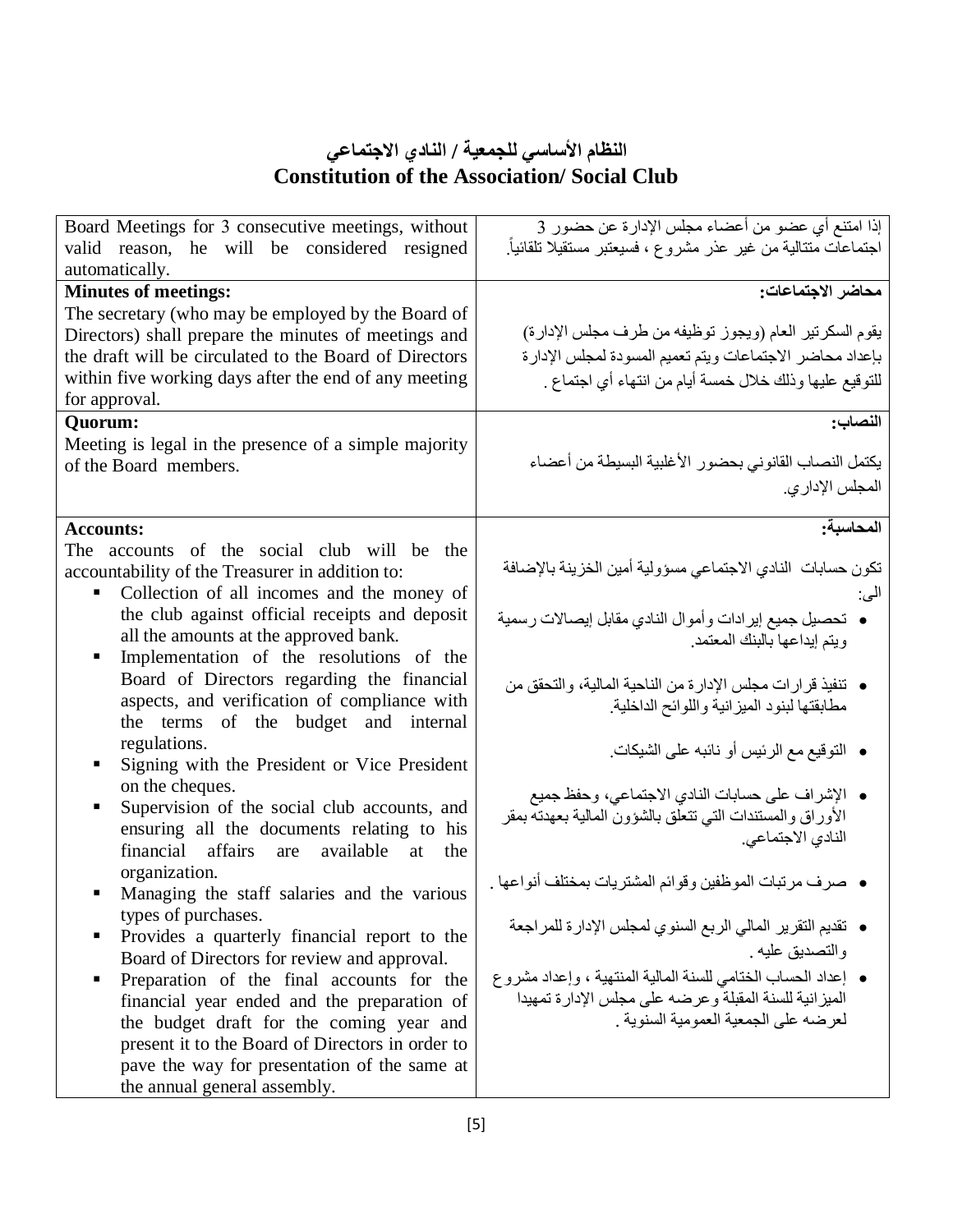# النظام الأساسي للجمعية / النادي الاجتماعي
# Constitution of the Association/ Social Club

| English | العربية |
|---|---|
| Board Meetings for 3 consecutive meetings, without valid reason, he will be considered resigned automatically. | إذا امتنع أي عضو من أعضاء مجلس الإدارة عن حضور 3 اجتماعات متتالية من غير عذر مشروع ، فسيعتبر مستقيلا تلقائياً. |
| **Minutes of meetings:**<br>The secretary (who may be employed by the Board of Directors) shall prepare the minutes of meetings and the draft will be circulated to the Board of Directors within five working days after the end of any meeting for approval. | **محاضر الاجتماعات:**<br>يقوم السكرتير العام (ويجوز توظيفه من طرف مجلس الإدارة) بإعداد محاضر الاجتماعات ويتم تعميم المسودة لمجلس الإدارة للتوقيع عليها وذلك خلال خمسة أيام من انتهاء أي اجتماع . |
| **Quorum:**<br>Meeting is legal in the presence of a simple majority of the Board members. | **النصاب:**<br>يكتمل النصاب القانوني بحضور الأغلبية البسيطة من أعضاء المجلس الإداري. |
| **Accounts:**<br>The accounts of the social club will be the accountability of the Treasurer in addition to:<br>▪ Collection of all incomes and the money of the club against official receipts and deposit all the amounts at the approved bank.<br>▪ Implementation of the resolutions of the Board of Directors regarding the financial aspects, and verification of compliance with the terms of the budget and internal regulations.<br>▪ Signing with the President or Vice President on the cheques.<br>▪ Supervision of the social club accounts, and ensuring all the documents relating to his financial affairs are available at the organization.<br>▪ Managing the staff salaries and the various types of purchases.<br>▪ Provides a quarterly financial report to the Board of Directors for review and approval.<br>▪ Preparation of the final accounts for the financial year ended and the preparation of the budget draft for the coming year and present it to the Board of Directors in order to pave the way for presentation of the same at the annual general assembly. | **المحاسبة:**<br>تكون حسابات النادي الاجتماعي مسؤولية أمين الخزينة بالإضافة الى:<br>• تحصيل جميع إيرادات وأموال النادي مقابل إيصالات رسمية ويتم إيداعها بالبنك المعتمد.<br>• تنفيذ قرارات مجلس الإدارة من الناحية المالية، والتحقق من مطابقتها لبنود الميزانية واللوائح الداخلية.<br>• التوقيع مع الرئيس أو نائبه على الشيكات.<br>• الإشراف على حسابات النادي الاجتماعي، وحفظ جميع الأوراق والمستندات التي تتعلق بالشؤون المالية بعهدته بمقر النادي الاجتماعي.<br>• صرف مرتبات الموظفين وقوائم المشتريات بمختلف أنواعها .<br>• تقديم التقرير المالي الربع السنوي لمجلس الإدارة للمراجعة والتصديق عليه .<br>• إعداد الحساب الختامي للسنة المالية المنتهية ، وإعداد مشروع الميزانية للسنة المقبلة وعرضه على مجلس الإدارة تمهيدا لعرضه على الجمعية العمومية السنوية . |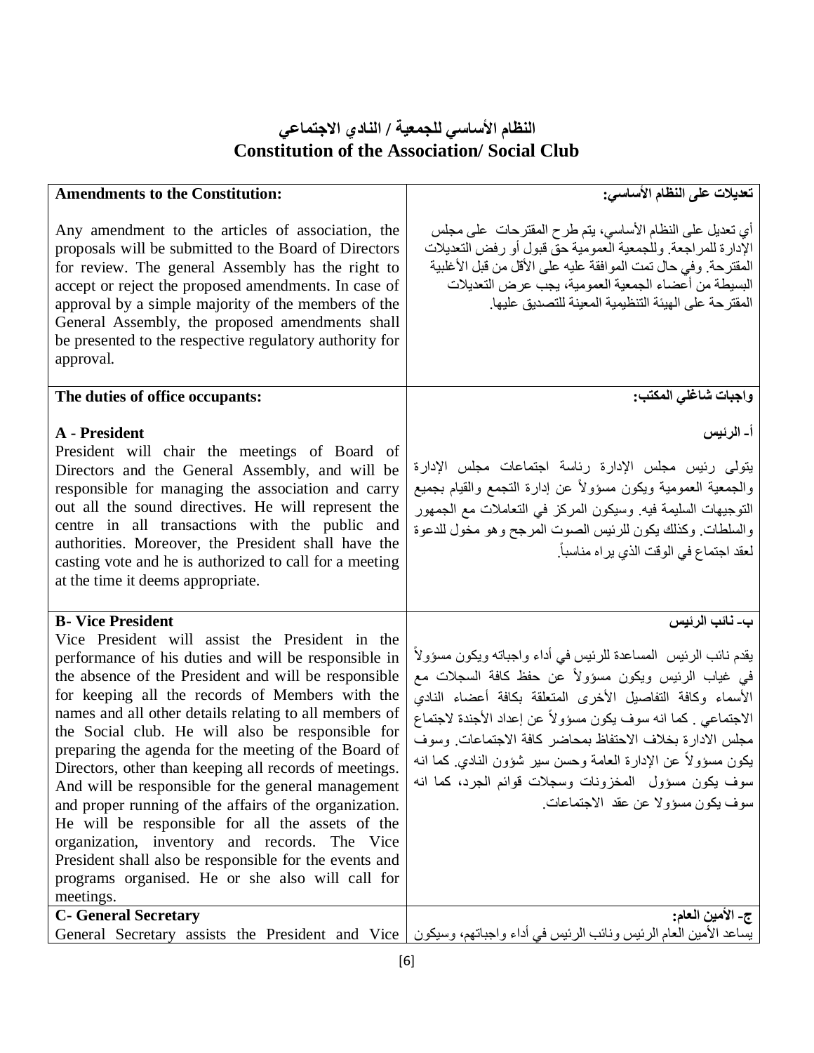# النظام الأساسي للجمعية / النادي الاجتماعي
# Constitution of the Association/ Social Club

| | |
|---|---|
| **Amendments to the Constitution:**<br><br>Any amendment to the articles of association, the proposals will be submitted to the Board of Directors for review. The general Assembly has the right to accept or reject the proposed amendments. In case of approval by a simple majority of the members of the General Assembly, the proposed amendments shall be presented to the respective regulatory authority for approval. | **تعديلات على النظام الأساسي:**<br><br>أي تعديل على النظام الأساسي، يتم طرح المقترحات على مجلس الإدارة للمراجعة. وللجمعية العمومية حق قبول أو رفض التعديلات المقترحة. وفي حال تمت الموافقة عليه على الأقل من قبل الأغلبية البسيطة من أعضاء الجمعية العمومية، يجب عرض التعديلات المقترحة على الهيئة التنظيمية المعينة للتصديق عليها. |
| **The duties of office occupants:**<br><br>**A - President**<br>President will chair the meetings of Board of Directors and the General Assembly, and will be responsible for managing the association and carry out all the sound directives. He will represent the centre in all transactions with the public and authorities. Moreover, the President shall have the casting vote and he is authorized to call for a meeting at the time it deems appropriate. | **واجبات شاغلي المكتب:**<br><br>**أ- الرئيس**<br><br>يتولى رئيس مجلس الإدارة رئاسة اجتماعات مجلس الإدارة والجمعية العمومية ويكون مسؤولاً عن إدارة التجمع والقيام بجميع التوجيهات السليمة فيه. وسيكون المركز في التعاملات مع الجمهور والسلطات. وكذلك يكون للرئيس الصوت المرجح وهو مخول للدعوة لعقد اجتماع في الوقت الذي يراه مناسباً. |
| **B- Vice President**<br>Vice President will assist the President in the performance of his duties and will be responsible in the absence of the President and will be responsible for keeping all the records of Members with the names and all other details relating to all members of the Social club. He will also be responsible for preparing the agenda for the meeting of the Board of Directors, other than keeping all records of meetings. And will be responsible for the general management and proper running of the affairs of the organization. He will be responsible for all the assets of the organization, inventory and records. The Vice President shall also be responsible for the events and programs organised. He or she also will call for meetings. | **ب- نائب الرئيس**<br><br>يقدم نائب الرئيس المساعدة للرئيس في أداء واجباته ويكون مسؤولاً في غياب الرئيس ويكون مسؤولاً عن حفظ كافة السجلات مع الأسماء وكافة التفاصيل الأخرى المتعلقة بكافة أعضاء النادي الاجتماعي . كما انه سوف يكون مسؤولاً عن إعداد الأجندة لاجتماع مجلس الادارة بخلاف الاحتفاظ بمحاضر كافة الاجتماعات. وسوف يكون مسؤولاً عن الإدارة العامة وحسن سير شؤون النادي. كما انه سوف يكون مسؤول المخزونات وسجلات قوائم الجرد، كما انه سوف يكون مسؤولا عن عقد الاجتماعات. |
| **C- General Secretary**<br>General Secretary assists the President and Vice | **ج- الأمين العام:**<br>يساعد الأمين العام الرئيس ونائب الرئيس في أداء واجباتهم، وسيكون |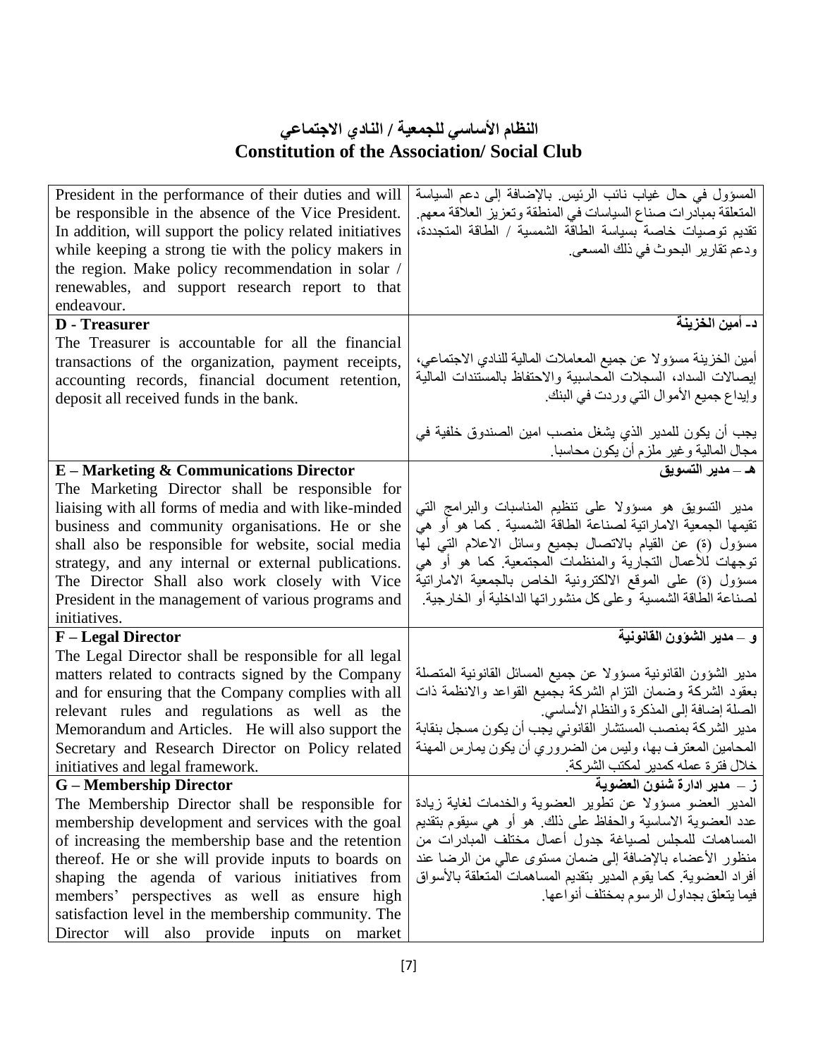# النظام الأساسي للجمعية / النادي الاجتماعي
# Constitution of the Association/ Social Club

| English | العربية |
| --- | --- |
| President in the performance of their duties and will be responsible in the absence of the Vice President. In addition, will support the policy related initiatives while keeping a strong tie with the policy makers in the region. Make policy recommendation in solar / renewables, and support research report to that endeavour. | المسؤول في حال غياب نائب الرئيس. بالإضافة إلى دعم السياسة المتعلقة بمبادرات صناع السياسات في المنطقة وتعزيز العلاقة معهم. تقديم توصيات خاصة بسياسة الطاقة الشمسية / الطاقة المتجددة، ودعم تقارير البحوث في ذلك المسعى. |
| **D - Treasurer**<br>The Treasurer is accountable for all the financial transactions of the organization, payment receipts, accounting records, financial document retention, deposit all received funds in the bank. | **د- أمين الخزينة**<br>أمين الخزينة مسؤولا عن جميع المعاملات المالية للنادي الاجتماعي، إيصالات السداد، السجلات المحاسبية والاحتفاظ بالمستندات المالية وإيداع جميع الأموال التي وردت في البنك.<br><br>يجب أن يكون للمدير الذي يشغل منصب امين الصندوق خلفية في مجال المالية وغير ملزم أن يكون محاسبا. |
| **E – Marketing & Communications Director**<br>The Marketing Director shall be responsible for liaising with all forms of media and with like-minded business and community organisations. He or she shall also be responsible for website, social media strategy, and any internal or external publications. The Director Shall also work closely with Vice President in the management of various programs and initiatives. | **هـ – مدير التسويق**<br>مدير التسويق هو مسؤولا على تنظيم المناسبات والبرامج التي تقيمها الجمعية الاماراتية لصناعة الطاقة الشمسية . كما هو أو هي مسؤول (ة) عن القيام بالاتصال بجميع وسائل الاعلام التي لها توجهات للأعمال التجارية والمنظمات المجتمعية. كما هو أو هي مسؤول (ة) على الموقع الالكترونية الخاص بالجمعية الاماراتية لصناعة الطاقة الشمسية وعلى كل منشوراتها الداخلية أو الخارجية. |
| **F – Legal Director**<br>The Legal Director shall be responsible for all legal matters related to contracts signed by the Company and for ensuring that the Company complies with all relevant rules and regulations as well as the Memorandum and Articles. He will also support the Secretary and Research Director on Policy related initiatives and legal framework. | **و – مدير الشؤون القانونية**<br>مدير الشؤون القانونية مسؤولا عن جميع المسائل القانونية المتصلة بعقود الشركة وضمان التزام الشركة بجميع القواعد والانظمة ذات الصلة إضافة إلى المذكرة والنظام الأساسي.<br>مدير الشركة بمنصب المستشار القانوني يجب أن يكون مسجل بنقابة المحامين المعترف بها، وليس من الضروري أن يكون يمارس المهنة خلال فترة عمله كمدير لمكتب الشركة. |
| **G – Membership Director**<br>The Membership Director shall be responsible for membership development and services with the goal of increasing the membership base and the retention thereof. He or she will provide inputs to boards on shaping the agenda of various initiatives from members' perspectives as well as ensure high satisfaction level in the membership community. The Director will also provide inputs on market | **ز – مدير ادارة شئون العضوية**<br>المدير العضو مسؤولا عن تطوير العضوية والخدمات لغاية زيادة عدد العضوية الاساسية والحفاظ على ذلك. هو أو هي سيقوم بتقديم المساهمات للمجلس لصياغة جدول أعمال مختلف المبادرات من منظور الأعضاء بالإضافة إلى ضمان مستوى عالي من الرضا عند أفراد العضوية. كما يقوم المدير بتقديم المساهمات المتعلقة بالأسواق فيما يتعلق بجداول الرسوم بمختلف أنواعها. |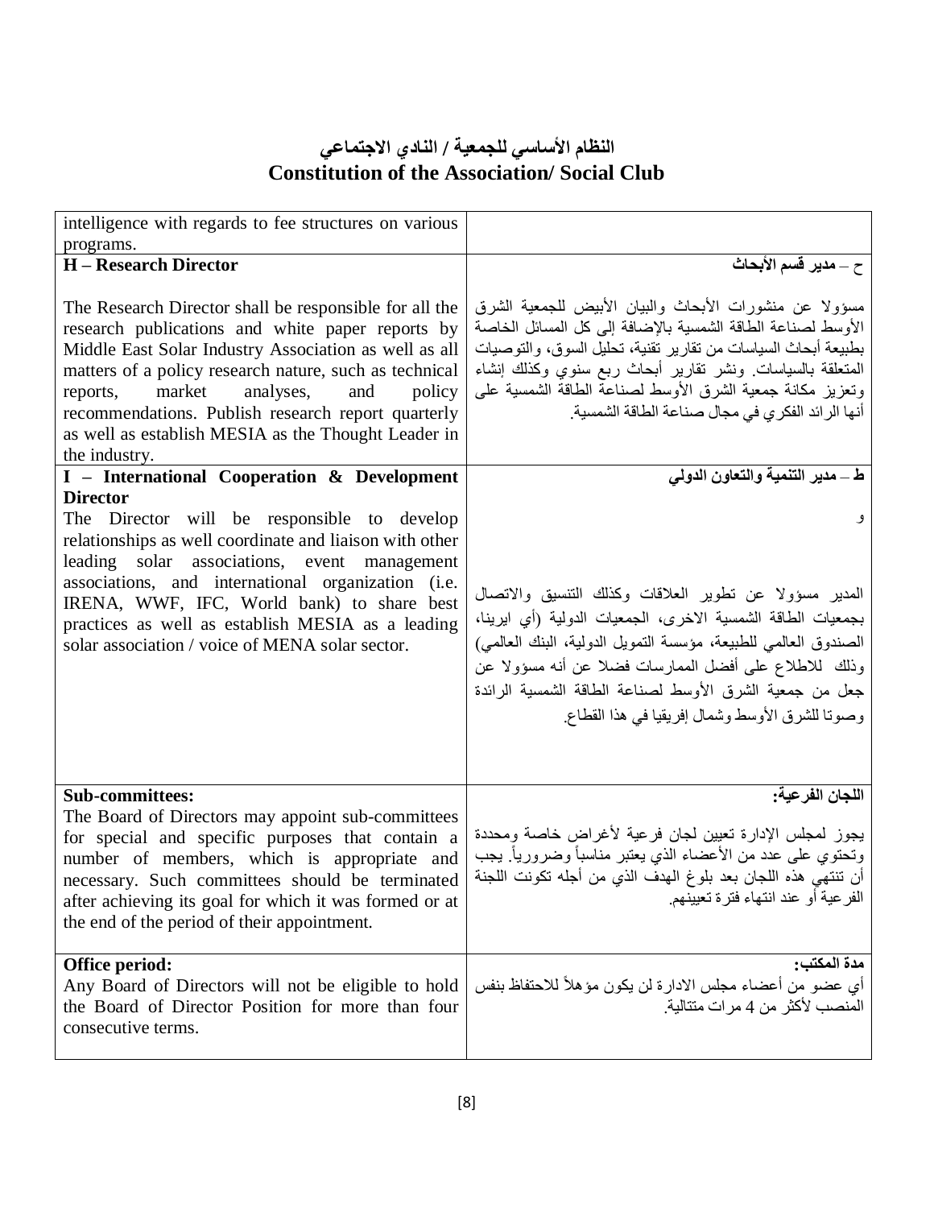# النظام الأساسي للجمعية / النادي الاجتماعي
# Constitution of the Association/ Social Club

| | |
|---|---|
| intelligence with regards to fee structures on various programs. | |
| **H – Research Director**<br><br>The Research Director shall be responsible for all the research publications and white paper reports by Middle East Solar Industry Association as well as all matters of a policy research nature, such as technical reports, market analyses, and policy recommendations. Publish research report quarterly as well as establish MESIA as the Thought Leader in the industry. | **ح – مدير قسم الأبحاث**<br><br>مسؤولا عن منشورات الأبحاث والبيان الأبيض لجمعية الشرق الأوسط لصناعة الطاقة الشمسية بالإضافة إلى كل المسائل الخاصة بطبيعة أبحاث السياسات من تقارير تقنية، تحليل السوق، والتوصيات المتعلقة بالسياسات. ونشر تقارير أبحاث ربع سنوي وكذلك إنشاء وتعزيز مكانة جمعية الشرق الأوسط لصناعة الطاقة الشمسية على أنها الرائد الفكري في مجال صناعة الطاقة الشمسية. |
| **I – International Cooperation & Development Director**<br>The Director will be responsible to develop relationships as well coordinate and liaison with other leading solar associations, event management associations, and international organization (i.e. IRENA, WWF, IFC, World bank) to share best practices as well as establish MESIA as a leading solar association / voice of MENA solar sector. | **ط – مدير التنمية والتعاون الدولي**<br><br>و<br><br>المدير مسؤولا عن تطوير العلاقات وكذلك التنسيق والاتصال بجمعيات الطاقة الشمسية الاخرى، الجمعيات الدولية (أي ايرينا، الصندوق العالمي للطبيعة، مؤسسة التمويل الدولية، البنك العالمي) وذلك للاطلاع على أفضل الممارسات فضلا عن أنه مسؤولا عن جعل من جمعية الشرق الأوسط لصناعة الطاقة الشمسية الرائدة وصوتا للشرق الأوسط وشمال إفريقيا في هذا القطاع. |
| **Sub-committees:**<br>The Board of Directors may appoint sub-committees for special and specific purposes that contain a number of members, which is appropriate and necessary. Such committees should be terminated after achieving its goal for which it was formed or at the end of the period of their appointment. | **اللجان الفرعية:**<br><br>يجوز لمجلس الإدارة تعيين لجان فرعية لأغراض خاصة ومحددة وتحتوي على عدد من الأعضاء الذي يعتبر مناسباً وضرورياً. يجب أن تنتهي هذه اللجان بعد بلوغ الهدف الذي من أجله تكونت اللجنة الفرعية أو عند انتهاء فترة تعيينهم. |
| **Office period:**<br>Any Board of Directors will not be eligible to hold the Board of Director Position for more than four consecutive terms. | **مدة المكتب:**<br>أي عضو من أعضاء مجلس الادارة لن يكون مؤهلاً للاحتفاظ بنفس المنصب لأكثر من 4 مرات متتالية. |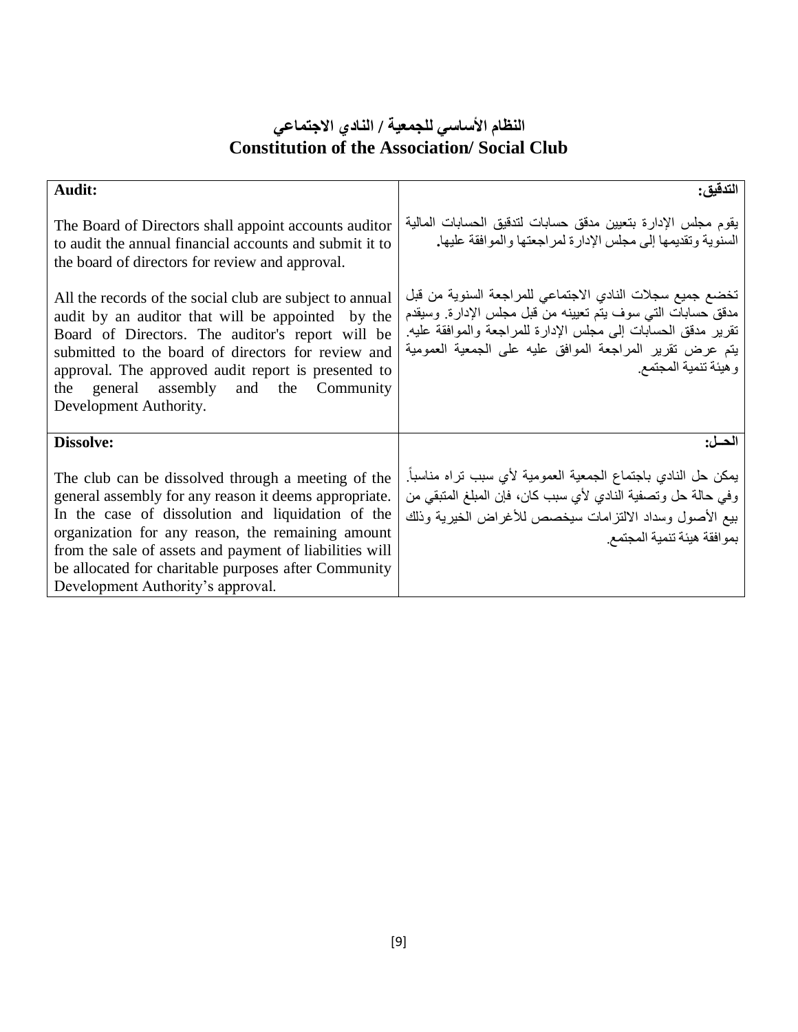# النظام الأساسي للجمعية / النادي الاجتماعي
# Constitution of the Association/ Social Club

| | |
|---|---|
| **Audit:**<br><br>The Board of Directors shall appoint accounts auditor to audit the annual financial accounts and submit it to the board of directors for review and approval.<br><br>All the records of the social club are subject to annual audit by an auditor that will be appointed by the Board of Directors. The auditor's report will be submitted to the board of directors for review and approval. The approved audit report is presented to the general assembly and the Community Development Authority. | **التدقيق:**<br><br>يقوم مجلس الإدارة بتعيين مدقق حسابات لتدقيق الحسابات المالية السنوية وتقديمها إلى مجلس الإدارة لمراجعتها والموافقة عليها.<br><br>تخضع جميع سجلات النادي الاجتماعي للمراجعة السنوية من قبل مدقق حسابات التي سوف يتم تعيينه من قبل مجلس الإدارة. وسيقدم تقرير مدقق الحسابات إلى مجلس الإدارة للمراجعة والموافقة عليه. يتم عرض تقرير المراجعة الموافق عليه على الجمعية العمومية وهيئة تنمية المجتمع. |
| **Dissolve:**<br><br>The club can be dissolved through a meeting of the general assembly for any reason it deems appropriate. In the case of dissolution and liquidation of the organization for any reason, the remaining amount from the sale of assets and payment of liabilities will be allocated for charitable purposes after Community Development Authority's approval. | **الحـل:**<br><br>يمكن حل النادي باجتماع الجمعية العمومية لأي سبب تراه مناسباً. وفي حالة حل وتصفية النادي لأي سبب كان، فإن المبلغ المتبقي من بيع الأصول وسداد الالتزامات سيخصص للأغراض الخيرية وذلك بموافقة هيئة تنمية المجتمع. |